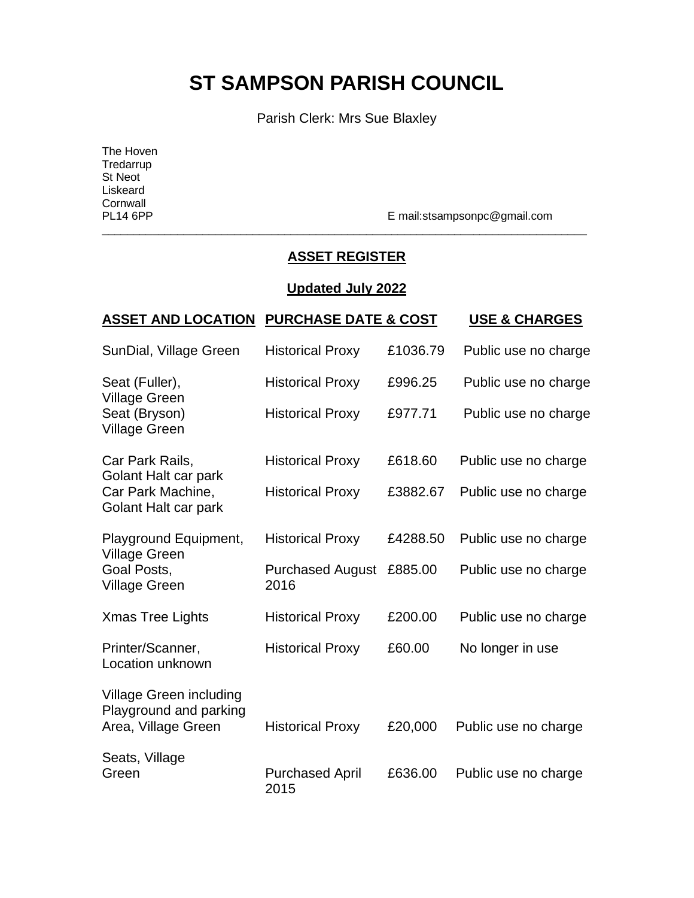# ST SAMPSON PARISH COUNCIL

Parish Clerk: Mrs Sue Blaxley

The Hoven
Tredarrup
St Neot
Liskeard
Cornwall
PL14 6PP

E mail:stsampsonpc@gmail.com

---

## ASSET REGISTER

**Updated July 2022**

| ASSET AND LOCATION | PURCHASE DATE & COST | | USE & CHARGES |
|---|---|---|---|
| SunDial, Village Green | Historical Proxy | £1036.79 | Public use no charge |
| Seat (Fuller), Village Green | Historical Proxy | £996.25 | Public use no charge |
| Seat (Bryson) Village Green | Historical Proxy | £977.71 | Public use no charge |
| Car Park Rails, Golant Halt car park | Historical Proxy | £618.60 | Public use no charge |
| Car Park Machine, Golant Halt car park | Historical Proxy | £3882.67 | Public use no charge |
| Playground Equipment, Village Green | Historical Proxy | £4288.50 | Public use no charge |
| Goal Posts, Village Green | Purchased August 2016 | £885.00 | Public use no charge |
| Xmas Tree Lights | Historical Proxy | £200.00 | Public use no charge |
| Printer/Scanner, Location unknown | Historical Proxy | £60.00 | No longer in use |
| Village Green including Playground and parking Area, Village Green | Historical Proxy | £20,000 | Public use no charge |
| Seats, Village Green | Purchased April 2015 | £636.00 | Public use no charge |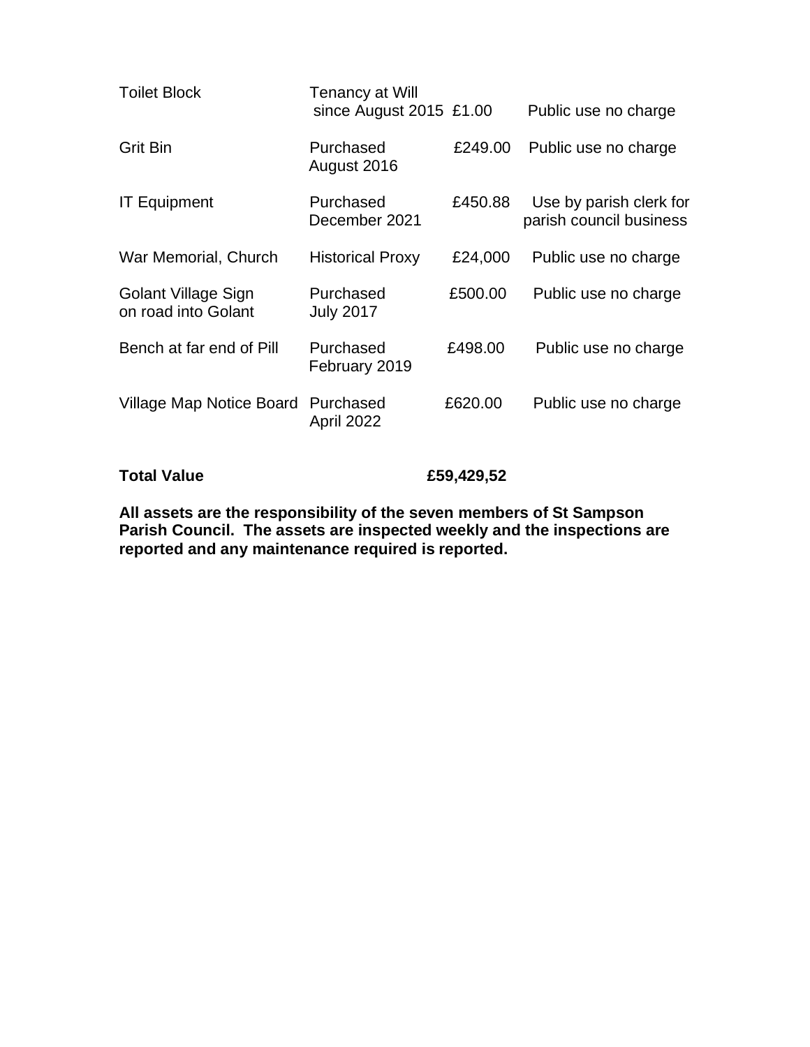| | | | |
|---|---|---|---|
| Toilet Block | Tenancy at Will since August 2015 | £1.00 | Public use no charge |
| Grit Bin | Purchased August 2016 | £249.00 | Public use no charge |
| IT Equipment | Purchased December 2021 | £450.88 | Use by parish clerk for parish council business |
| War Memorial, Church | Historical Proxy | £24,000 | Public use no charge |
| Golant Village Sign on road into Golant | Purchased July 2017 | £500.00 | Public use no charge |
| Bench at far end of Pill | Purchased February 2019 | £498.00 | Public use no charge |
| Village Map Notice Board | Purchased April 2022 | £620.00 | Public use no charge |
| **Total Value** | | **£59,429,52** | |

**All assets are the responsibility of the seven members of St Sampson Parish Council. The assets are inspected weekly and the inspections are reported and any maintenance required is reported.**